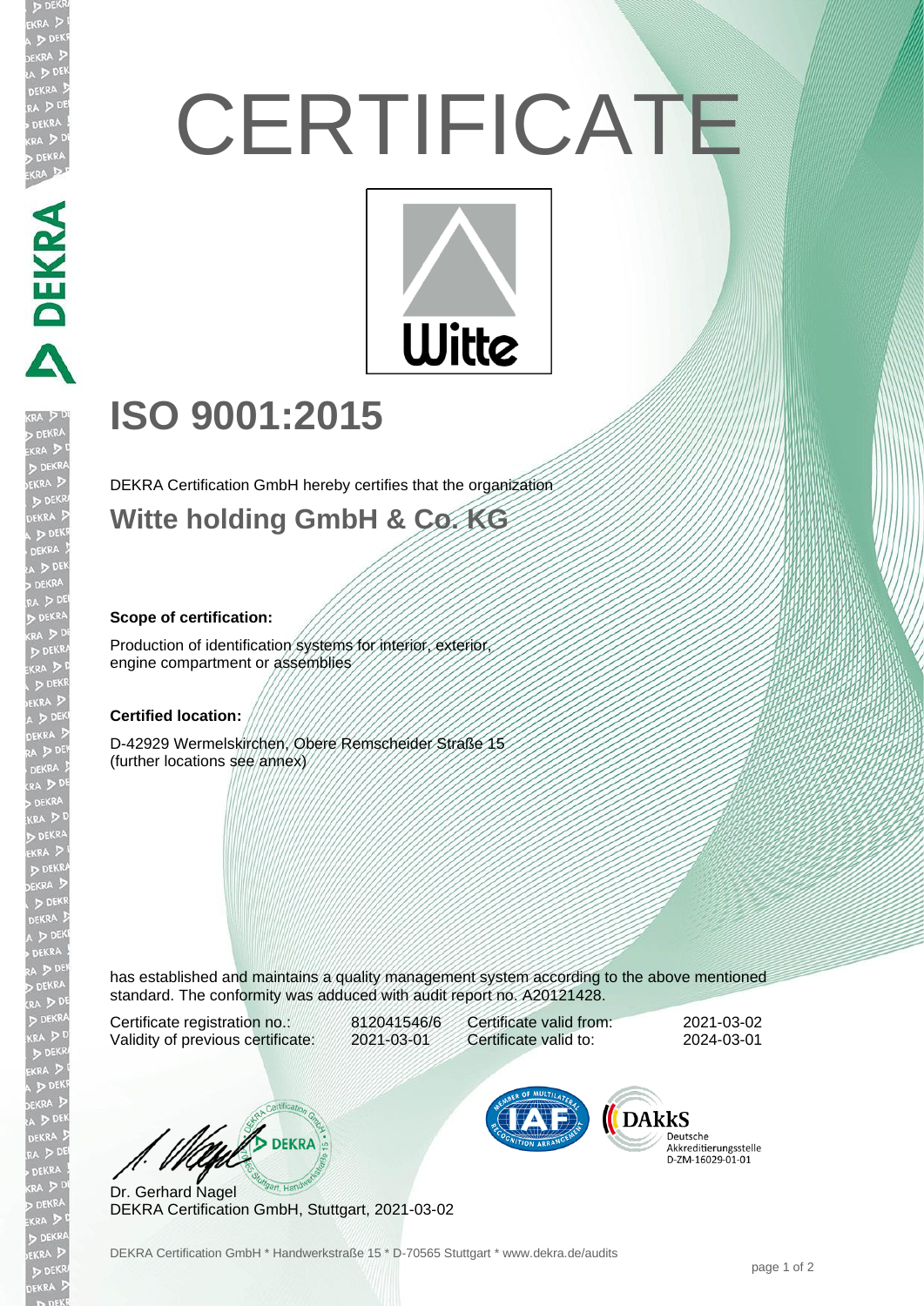# CERTIFICATE

## ISO 9001:2015

DEKRA Certification GmbH hereby certifies that the organization

## Witte holding GmbH & Co. KG

**Scope of certification:**

Production of identification systems for interior, exterior, engine compartment or assemblies

**Certified location:**

D-42929 Wermelskirchen, Obere Remscheider Straße 15
(further locations see annex)

has established and maintains a quality management system according to the above mentioned standard. The conformity was adduced with audit report no. A20121428.

| | | | |
|---|---|---|---|
| Certificate registration no.: | 812041546/6 | Certificate valid from: | 2021-03-02 |
| Validity of previous certificate: | 2021-03-01 | Certificate valid to: | 2024-03-01 |

Dr. Gerhard Nagel
DEKRA Certification GmbH, Stuttgart, 2021-03-02

DAkkS Deutsche Akkreditierungsstelle D-ZM-16029-01-01

DEKRA Certification GmbH * Handwerkstraße 15 * D-70565 Stuttgart * www.dekra.de/audits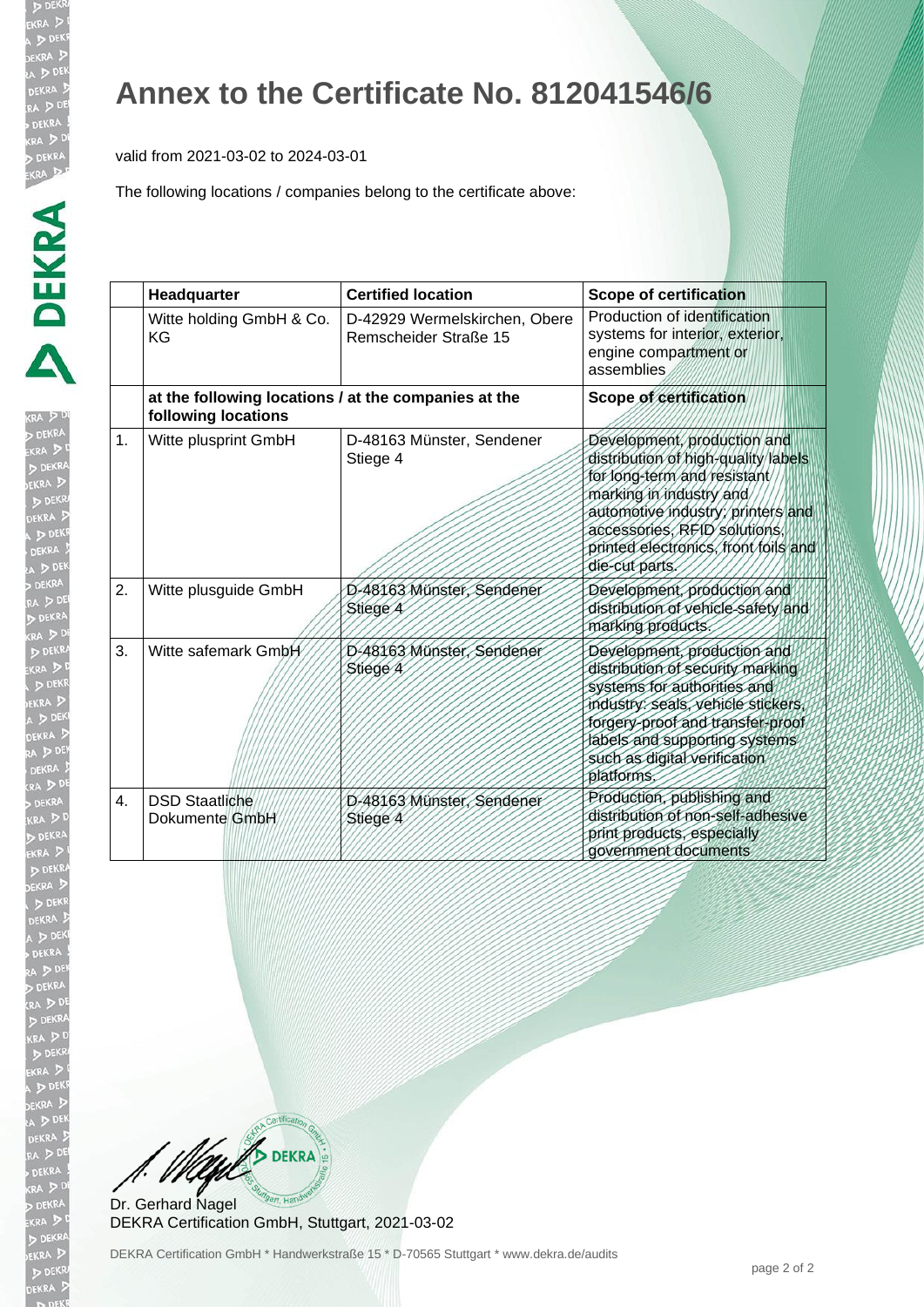# Annex to the Certificate No. 812041546/6

valid from 2021-03-02 to 2024-03-01

The following locations / companies belong to the certificate above:

| | Headquarter | Certified location | Scope of certification |
|---|---|---|---|
| | Witte holding GmbH & Co. KG | D-42929 Wermelskirchen, Obere Remscheider Straße 15 | Production of identification systems for interior, exterior, engine compartment or assemblies |
| | **at the following locations / at the companies at the following locations** | | **Scope of certification** |
| 1. | Witte plusprint GmbH | D-48163 Münster, Sendener Stiege 4 | Development, production and distribution of high-quality labels for long-term and resistant marking in industry and automotive industry; printers and accessories, RFID solutions, printed electronics, front foils and die-cut parts. |
| 2. | Witte plusguide GmbH | D-48163 Münster, Sendener Stiege 4 | Development, production and distribution of vehicle-safety and marking products. |
| 3. | Witte safemark GmbH | D-48163 Münster, Sendener Stiege 4 | Development, production and distribution of security marking systems for authorities and industry: seals, vehicle stickers, forgery-proof and transfer-proof labels and supporting systems such as digital verification platforms. |
| 4. | DSD Staatliche Dokumente GmbH | D-48163 Münster, Sendener Stiege 4 | Production, publishing and distribution of non-self-adhesive print products, especially government documents |

Dr. Gerhard Nagel
DEKRA Certification GmbH, Stuttgart, 2021-03-02

DEKRA Certification GmbH * Handwerkstraße 15 * D-70565 Stuttgart * www.dekra.de/audits